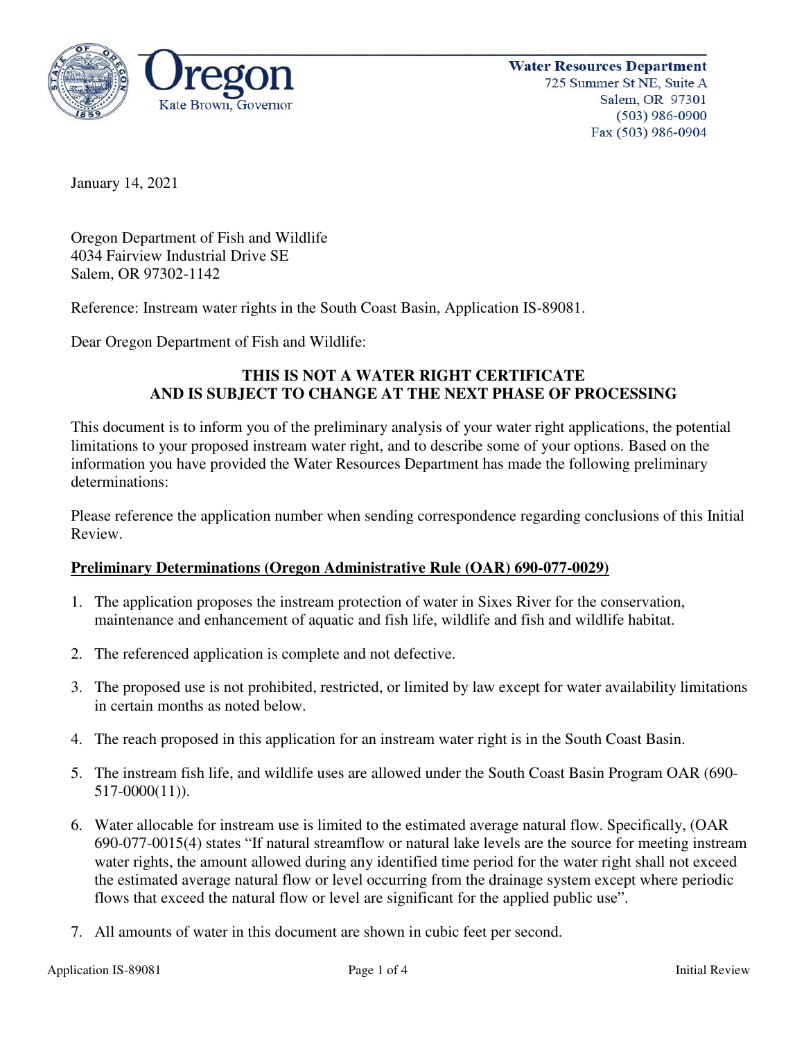Water Resources Department
725 Summer St NE, Suite A
Salem, OR 97301
(503) 986-0900
Fax (503) 986-0904

Oregon
Kate Brown, Governor

January 14, 2021

Oregon Department of Fish and Wildlife
4034 Fairview Industrial Drive SE
Salem, OR 97302-1142

Reference: Instream water rights in the South Coast Basin, Application IS-89081.

Dear Oregon Department of Fish and Wildlife:

**THIS IS NOT A WATER RIGHT CERTIFICATE**
**AND IS SUBJECT TO CHANGE AT THE NEXT PHASE OF PROCESSING**

This document is to inform you of the preliminary analysis of your water right applications, the potential limitations to your proposed instream water right, and to describe some of your options. Based on the information you have provided the Water Resources Department has made the following preliminary determinations:

Please reference the application number when sending correspondence regarding conclusions of this Initial Review.

**Preliminary Determinations (Oregon Administrative Rule (OAR) 690-077-0029)**

1. The application proposes the instream protection of water in Sixes River for the conservation, maintenance and enhancement of aquatic and fish life, wildlife and fish and wildlife habitat.

2. The referenced application is complete and not defective.

3. The proposed use is not prohibited, restricted, or limited by law except for water availability limitations in certain months as noted below.

4. The reach proposed in this application for an instream water right is in the South Coast Basin.

5. The instream fish life, and wildlife uses are allowed under the South Coast Basin Program OAR (690-517-0000(11)).

6. Water allocable for instream use is limited to the estimated average natural flow. Specifically, (OAR 690-077-0015(4) states "If natural streamflow or natural lake levels are the source for meeting instream water rights, the amount allowed during any identified time period for the water right shall not exceed the estimated average natural flow or level occurring from the drainage system except where periodic flows that exceed the natural flow or level are significant for the applied public use".

7. All amounts of water in this document are shown in cubic feet per second.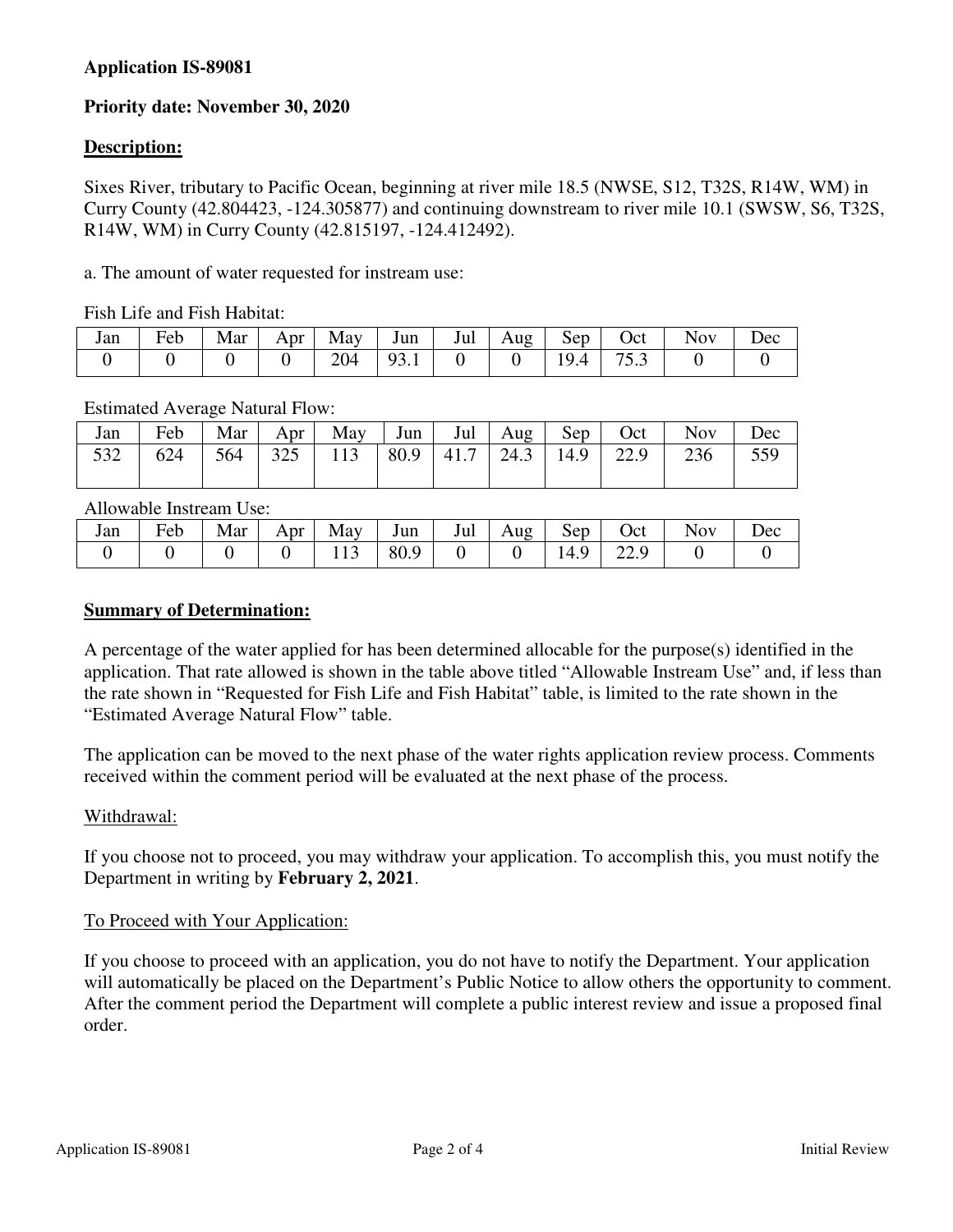**Application IS-89081**

**Priority date: November 30, 2020**

**Description:**

Sixes River, tributary to Pacific Ocean, beginning at river mile 18.5 (NWSE, S12, T32S, R14W, WM) in Curry County (42.804423, -124.305877) and continuing downstream to river mile 10.1 (SWSW, S6, T32S, R14W, WM) in Curry County (42.815197, -124.412492).

a. The amount of water requested for instream use:

Fish Life and Fish Habitat:

| Jan | Feb | Mar | Apr | May | Jun | Jul | Aug | Sep | Oct | Nov | Dec |
|---|---|---|---|---|---|---|---|---|---|---|---|
| 0 | 0 | 0 | 0 | 204 | 93.1 | 0 | 0 | 19.4 | 75.3 | 0 | 0 |

Estimated Average Natural Flow:

| Jan | Feb | Mar | Apr | May | Jun | Jul | Aug | Sep | Oct | Nov | Dec |
|---|---|---|---|---|---|---|---|---|---|---|---|
| 532 | 624 | 564 | 325 | 113 | 80.9 | 41.7 | 24.3 | 14.9 | 22.9 | 236 | 559 |

Allowable Instream Use:

| Jan | Feb | Mar | Apr | May | Jun | Jul | Aug | Sep | Oct | Nov | Dec |
|---|---|---|---|---|---|---|---|---|---|---|---|
| 0 | 0 | 0 | 0 | 113 | 80.9 | 0 | 0 | 14.9 | 22.9 | 0 | 0 |

**Summary of Determination:**

A percentage of the water applied for has been determined allocable for the purpose(s) identified in the application. That rate allowed is shown in the table above titled "Allowable Instream Use" and, if less than the rate shown in "Requested for Fish Life and Fish Habitat" table, is limited to the rate shown in the "Estimated Average Natural Flow" table.

The application can be moved to the next phase of the water rights application review process. Comments received within the comment period will be evaluated at the next phase of the process.

Withdrawal:

If you choose not to proceed, you may withdraw your application. To accomplish this, you must notify the Department in writing by **February 2, 2021**.

To Proceed with Your Application:

If you choose to proceed with an application, you do not have to notify the Department. Your application will automatically be placed on the Department's Public Notice to allow others the opportunity to comment. After the comment period the Department will complete a public interest review and issue a proposed final order.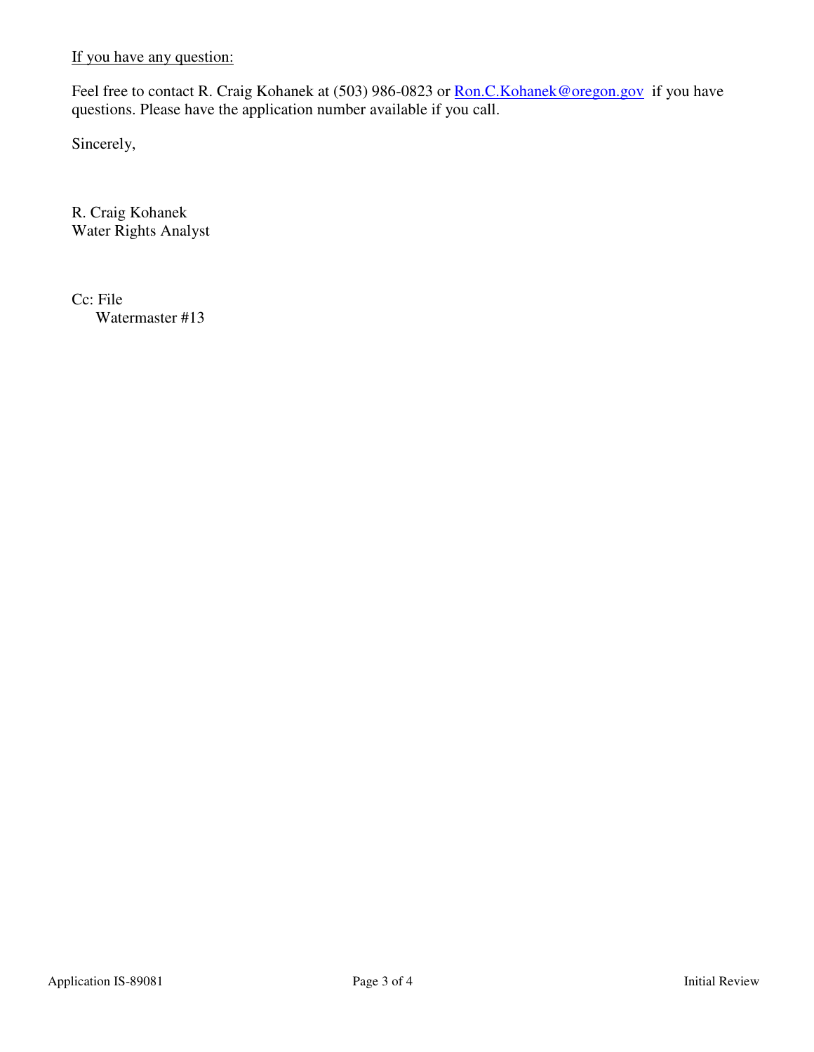<u>If you have any question:</u>

Feel free to contact R. Craig Kohanek at (503) 986-0823 or [Ron.C.Kohanek@oregon.gov](mailto:Ron.C.Kohanek@oregon.gov) if you have questions. Please have the application number available if you call.

Sincerely,

R. Craig Kohanek
Water Rights Analyst

Cc: File
Watermaster #13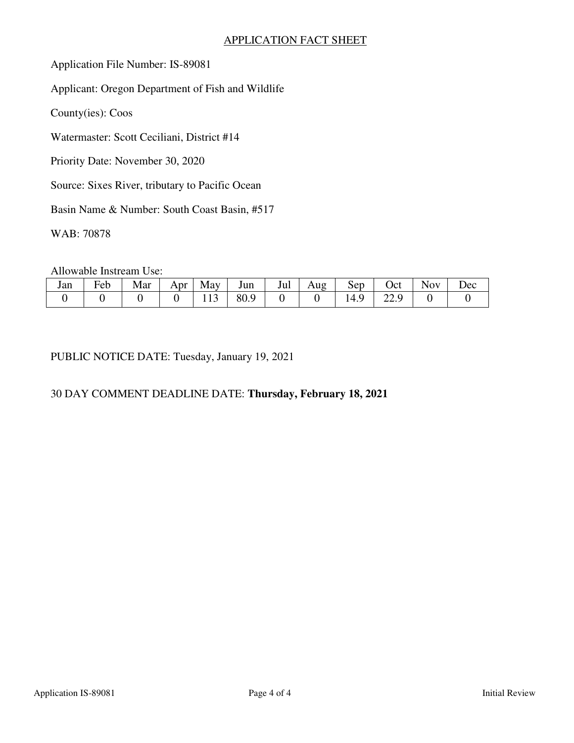## APPLICATION FACT SHEET

Application File Number: IS-89081

Applicant: Oregon Department of Fish and Wildlife

County(ies): Coos

Watermaster: Scott Ceciliani, District #14

Priority Date: November 30, 2020

Source: Sixes River, tributary to Pacific Ocean

Basin Name & Number: South Coast Basin, #517

WAB: 70878

Allowable Instream Use:

| Jan | Feb | Mar | Apr | May | Jun | Jul | Aug | Sep | Oct | Nov | Dec |
|---|---|---|---|---|---|---|---|---|---|---|---|
| 0 | 0 | 0 | 0 | 113 | 80.9 | 0 | 0 | 14.9 | 22.9 | 0 | 0 |

PUBLIC NOTICE DATE: Tuesday, January 19, 2021

30 DAY COMMENT DEADLINE DATE: **Thursday, February 18, 2021**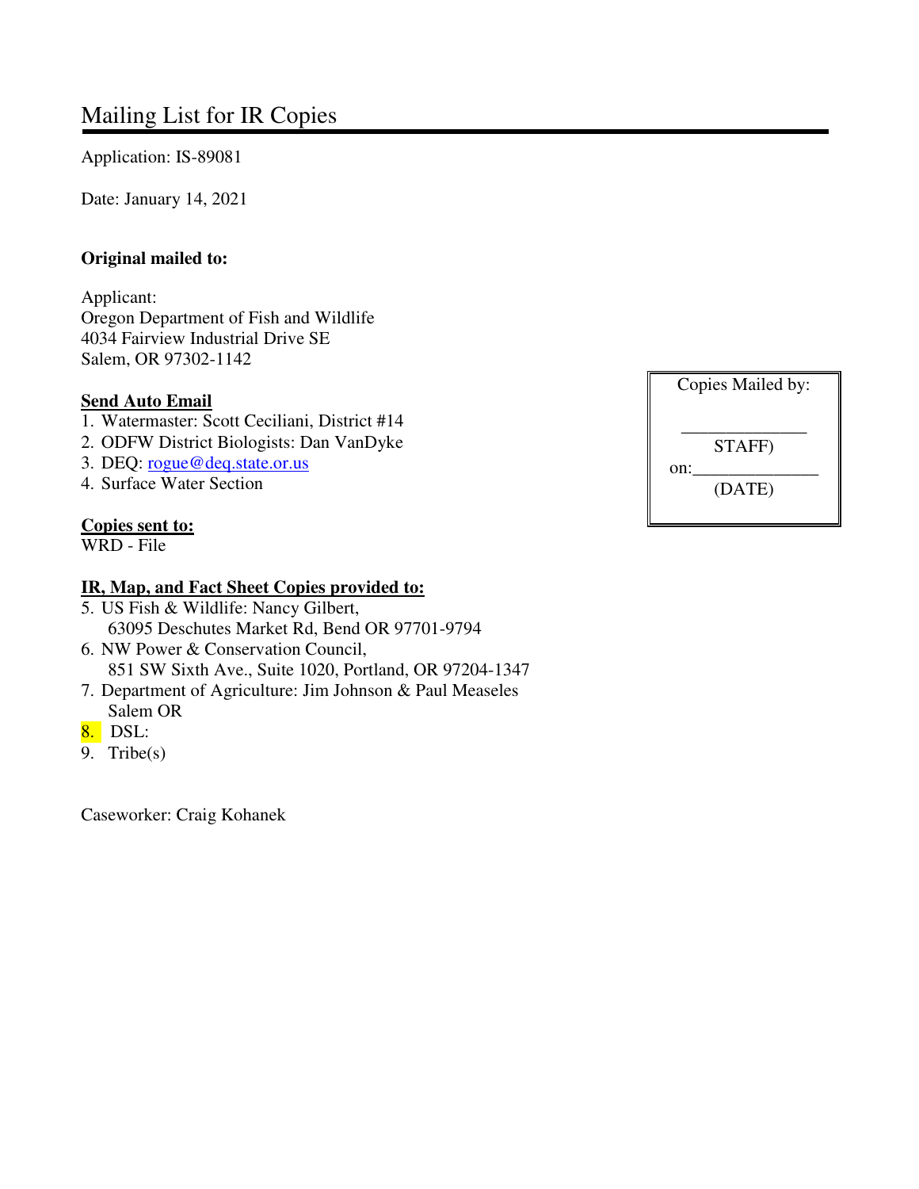# Mailing List for IR Copies

Application: IS-89081

Date: January 14, 2021

**Original mailed to:**

Applicant:
Oregon Department of Fish and Wildlife
4034 Fairview Industrial Drive SE
Salem, OR 97302-1142

**Send Auto Email**

1. Watermaster: Scott Ceciliani, District #14
2. ODFW District Biologists: Dan VanDyke
3. DEQ: rogue@deq.state.or.us
4. Surface Water Section

**Copies sent to:**
WRD - File

**IR, Map, and Fact Sheet Copies provided to:**

5. US Fish & Wildlife: Nancy Gilbert,
   63095 Deschutes Market Rd, Bend OR 97701-9794
6. NW Power & Conservation Council,
   851 SW Sixth Ave., Suite 1020, Portland, OR 97204-1347
7. Department of Agriculture: Jim Johnson & Paul Measeles
   Salem OR
8. DSL:
9. Tribe(s)

Copies Mailed by:

_______________
STAFF)

on:_______________
(DATE)

Caseworker: Craig Kohanek